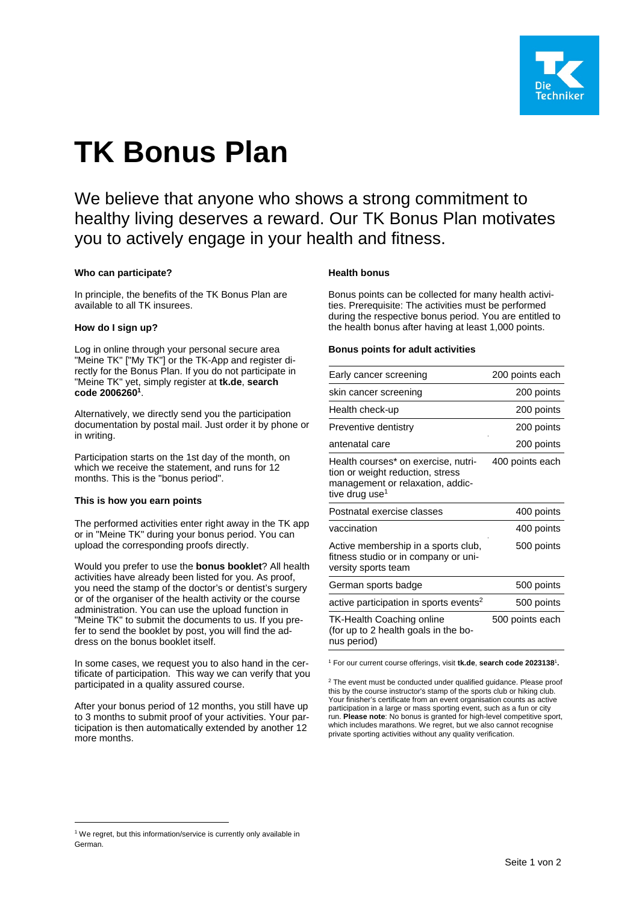# TK Bonus Plan

We believe that anyone who shows a strong commitment to healthy living deserves a reward. Our TK Bonus Plan motivates you to actively engage in your health and fitness.

**Who can participate?**

In principle, the benefits of the TK Bonus Plan are available to all TK insurees.

**How do I sign up?**

Log in online through your personal secure area "Meine TK" ["My TK"] or the TK-App and register directly for the Bonus Plan. If you do not participate in "Meine TK" yet, simply register at **tk.de**, **search code 2006260[1]**.

Alternatively, we directly send you the participation documentation by postal mail. Just order it by phone or in writing.

Participation starts on the 1st day of the month, on which we receive the statement, and runs for 12 months. This is the "bonus period".

**This is how you earn points**

The performed activities enter right away in the TK app or in "Meine TK" during your bonus period. You can upload the corresponding proofs directly.

Would you prefer to use the **bonus booklet**? All health activities have already been listed for you. As proof, you need the stamp of the doctor's or dentist's surgery or of the organiser of the health activity or the course administration. You can use the upload function in "Meine TK" to submit the documents to us. If you prefer to send the booklet by post, you will find the address on the bonus booklet itself.

In some cases, we request you to also hand in the certificate of participation. This way we can verify that you participated in a quality assured course.

After your bonus period of 12 months, you still have up to 3 months to submit proof of your activities. Your participation is then automatically extended by another 12 more months.

**Health bonus**

Bonus points can be collected for many health activities. Prerequisite: The activities must be performed during the respective bonus period. You are entitled to the health bonus after having at least 1,000 points.

**Bonus points for adult activities**

| Activity | Points |
|---|---|
| Early cancer screening | 200 points each |
| skin cancer screening | 200 points |
| Health check-up | 200 points |
| Preventive dentistry | 200 points |
| antenatal care | 200 points |
| Health courses* on exercise, nutrition or weight reduction, stress management or relaxation, addictive drug use[1] | 400 points each |
| Postnatal exercise classes | 400 points |
| vaccination | 400 points |
| Active membership in a sports club, fitness studio or in company or university sports team | 500 points |
| German sports badge | 500 points |
| active participation in sports events[2] | 500 points |
| TK-Health Coaching online (for up to 2 health goals in the bonus period) | 500 points each |

[1] For our current course offerings, visit **tk.de**, **search code 2023138[1].**

[2] The event must be conducted under qualified guidance. Please proof this by the course instructor's stamp of the sports club or hiking club. Your finisher's certificate from an event organisation counts as active participation in a large or mass sporting event, such as a fun or city run. **Please note**: No bonus is granted for high-level competitive sport, which includes marathons. We regret, but we also cannot recognise private sporting activities without any quality verification.

[1] We regret, but this information/service is currently only available in German.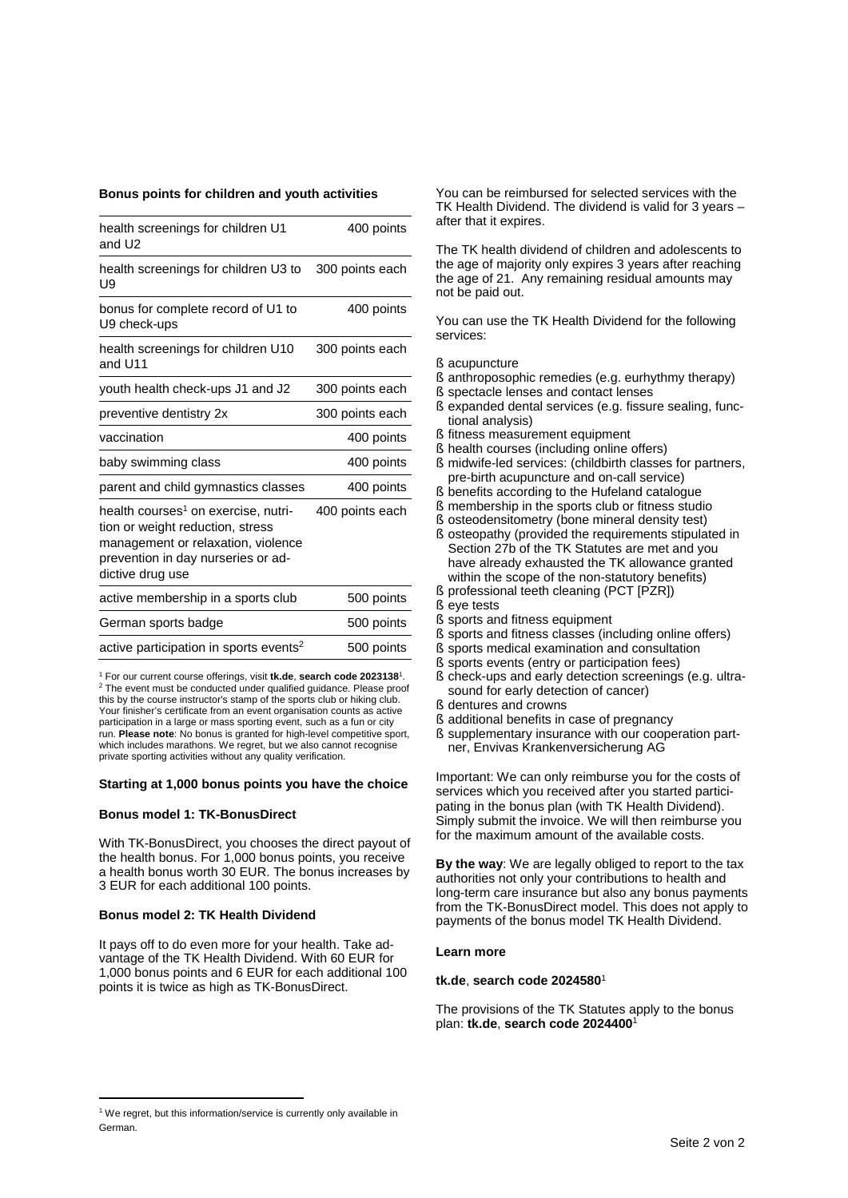**Bonus points for children and youth activities**

| | |
|---|---|
| health screenings for children U1 and U2 | 400 points |
| health screenings for children U3 to U9 | 300 points each |
| bonus for complete record of U1 to U9 check-ups | 400 points |
| health screenings for children U10 and U11 | 300 points each |
| youth health check-ups J1 and J2 | 300 points each |
| preventive dentistry 2x | 300 points each |
| vaccination | 400 points |
| baby swimming class | 400 points |
| parent and child gymnastics classes | 400 points |
| health courses[1] on exercise, nutrition or weight reduction, stress management or relaxation, violence prevention in day nurseries or addictive drug use | 400 points each |
| active membership in a sports club | 500 points |
| German sports badge | 500 points |
| active participation in sports events[2] | 500 points |

[1] For our current course offerings, visit **tk.de**, **search code 2023138**[1].
[2] The event must be conducted under qualified guidance. Please proof this by the course instructor's stamp of the sports club or hiking club. Your finisher's certificate from an event organisation counts as active participation in a large or mass sporting event, such as a fun or city run. **Please note**: No bonus is granted for high-level competitive sport, which includes marathons. We regret, but we also cannot recognise private sporting activities without any quality verification.

**Starting at 1,000 bonus points you have the choice**

**Bonus model 1: TK-BonusDirect**

With TK-BonusDirect, you chooses the direct payout of the health bonus. For 1,000 bonus points, you receive a health bonus worth 30 EUR. The bonus increases by 3 EUR for each additional 100 points.

**Bonus model 2: TK Health Dividend**

It pays off to do even more for your health. Take advantage of the TK Health Dividend. With 60 EUR for 1,000 bonus points and 6 EUR for each additional 100 points it is twice as high as TK-BonusDirect.

You can be reimbursed for selected services with the TK Health Dividend. The dividend is valid for 3 years – after that it expires.

The TK health dividend of children and adolescents to the age of majority only expires 3 years after reaching the age of 21. Any remaining residual amounts may not be paid out.

You can use the TK Health Dividend for the following services:

- acupuncture
- anthroposophic remedies (e.g. eurhythmy therapy)
- spectacle lenses and contact lenses
- expanded dental services (e.g. fissure sealing, functional analysis)
- fitness measurement equipment
- health courses (including online offers)
- midwife-led services: (childbirth classes for partners, pre-birth acupuncture and on-call service)
- benefits according to the Hufeland catalogue
- membership in the sports club or fitness studio
- osteodensitometry (bone mineral density test)
- osteopathy (provided the requirements stipulated in Section 27b of the TK Statutes are met and you have already exhausted the TK allowance granted within the scope of the non-statutory benefits)
- professional teeth cleaning (PCT [PZR])
- eye tests
- sports and fitness equipment
- sports and fitness classes (including online offers)
- sports medical examination and consultation
- sports events (entry or participation fees)
- check-ups and early detection screenings (e.g. ultrasound for early detection of cancer)
- dentures and crowns
- additional benefits in case of pregnancy
- supplementary insurance with our cooperation partner, Envivas Krankenversicherung AG

Important: We can only reimburse you for the costs of services which you received after you started participating in the bonus plan (with TK Health Dividend). Simply submit the invoice. We will then reimburse you for the maximum amount of the available costs.

**By the way**: We are legally obliged to report to the tax authorities not only your contributions to health and long-term care insurance but also any bonus payments from the TK-BonusDirect model. This does not apply to payments of the bonus model TK Health Dividend.

**Learn more**

**tk.de**, **search code 2024580**[1]

The provisions of the TK Statutes apply to the bonus plan: **tk.de**, **search code 2024400**[1]

[1] We regret, but this information/service is currently only available in German.